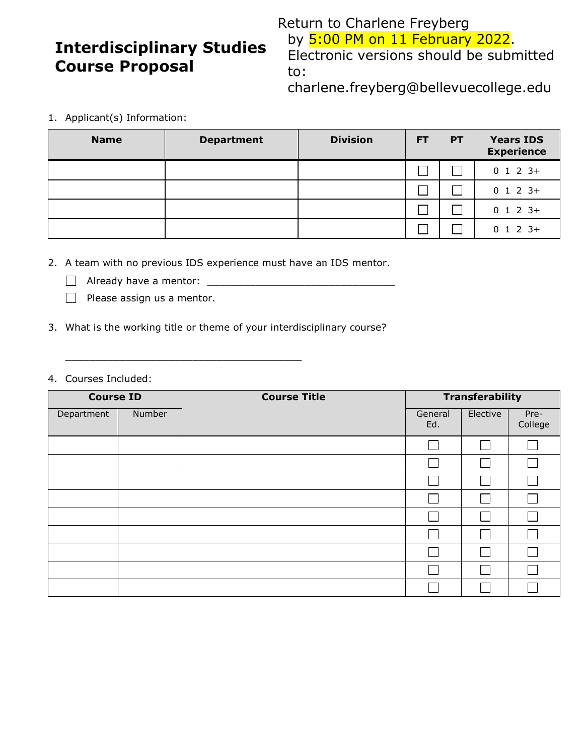# Interdisciplinary Studies Course Proposal

Return to Charlene Freyberg by 5:00 PM on 11 February 2022. Electronic versions should be submitted to: charlene.freyberg@bellevuecollege.edu

1. Applicant(s) Information:

| Name | Department | Division | FT | PT | Years IDS Experience |
|---|---|---|---|---|---|
| | | | ☐ | ☐ | 0 1 2 3+ |
| | | | ☐ | ☐ | 0 1 2 3+ |
| | | | ☐ | ☐ | 0 1 2 3+ |
| | | | ☐ | ☐ | 0 1 2 3+ |

2. A team with no previous IDS experience must have an IDS mentor.

   ☐ Already have a mentor: ________________________________

   ☐ Please assign us a mentor.

3. What is the working title or theme of your interdisciplinary course?

   ________________________________________

4. Courses Included:

| Course ID | | Course Title | Transferability | | |
|---|---|---|---|---|---|
| Department | Number | | General Ed. | Elective | Pre-College |
| | | | ☐ | ☐ | ☐ |
| | | | ☐ | ☐ | ☐ |
| | | | ☐ | ☐ | ☐ |
| | | | ☐ | ☐ | ☐ |
| | | | ☐ | ☐ | ☐ |
| | | | ☐ | ☐ | ☐ |
| | | | ☐ | ☐ | ☐ |
| | | | ☐ | ☐ | ☐ |
| | | | ☐ | ☐ | ☐ |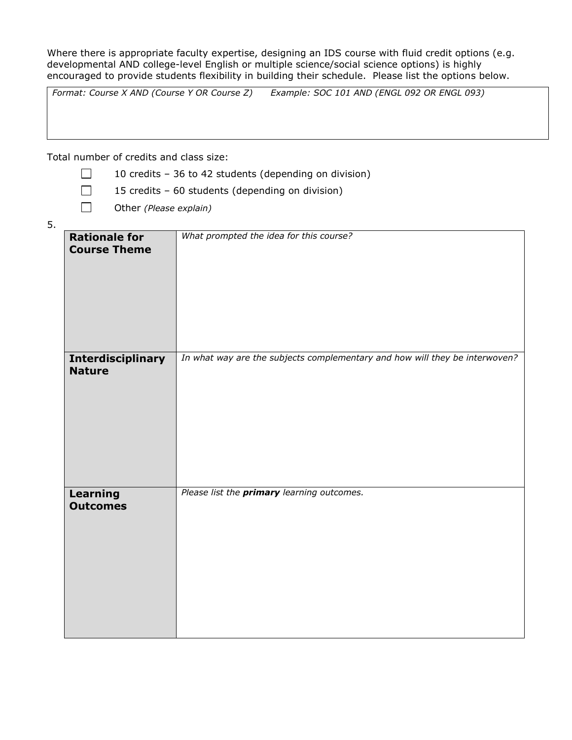Where there is appropriate faculty expertise, designing an IDS course with fluid credit options (e.g. developmental AND college-level English or multiple science/social science options) is highly encouraged to provide students flexibility in building their schedule. Please list the options below.

| *Format: Course X AND (Course Y OR Course Z)*    *Example: SOC 101 AND (ENGL 092 OR ENGL 093)* |
|---|
| |

Total number of credits and class size:

- ☐ 10 credits – 36 to 42 students (depending on division)
- ☐ 15 credits – 60 students (depending on division)
- ☐ Other *(Please explain)*

5.

| | |
|---|---|
| **Rationale for Course Theme** | *What prompted the idea for this course?* |
| **Interdisciplinary Nature** | *In what way are the subjects complementary and how will they be interwoven?* |
| **Learning Outcomes** | *Please list the* ***primary*** *learning outcomes.* |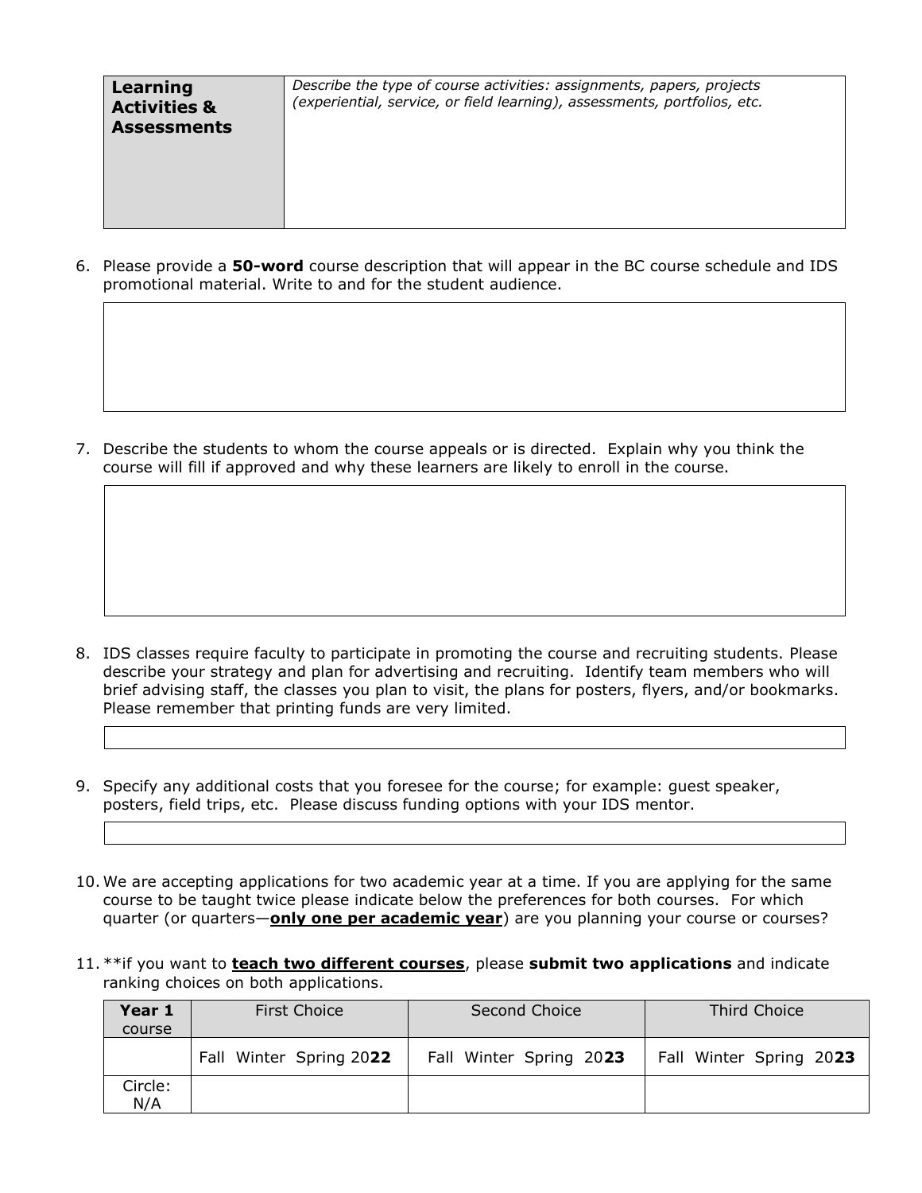| **Learning Activities & Assessments** | *Describe the type of course activities: assignments, papers, projects (experiential, service, or field learning), assessments, portfolios, etc.* |
|---|---|

6. Please provide a **50-word** course description that will appear in the BC course schedule and IDS promotional material. Write to and for the student audience.

| |
|---|

7. Describe the students to whom the course appeals or is directed. Explain why you think the course will fill if approved and why these learners are likely to enroll in the course.

| |
|---|

8. IDS classes require faculty to participate in promoting the course and recruiting students. Please describe your strategy and plan for advertising and recruiting. Identify team members who will brief advising staff, the classes you plan to visit, the plans for posters, flyers, and/or bookmarks. Please remember that printing funds are very limited.

| |
|---|

9. Specify any additional costs that you foresee for the course; for example: guest speaker, posters, field trips, etc. Please discuss funding options with your IDS mentor.

| |
|---|

10. We are accepting applications for two academic year at a time. If you are applying for the same course to be taught twice please indicate below the preferences for both courses. For which quarter (or quarters—**only one per academic year**) are you planning your course or courses?

11. **if you want to **teach two different courses**, please **submit two applications** and indicate ranking choices on both applications.

| **Year 1** course | First Choice | Second Choice | Third Choice |
|---|---|---|---|
| | Fall Winter Spring 20**22** | Fall Winter Spring 20**23** | Fall Winter Spring 20**23** |
| Circle: N/A | | | |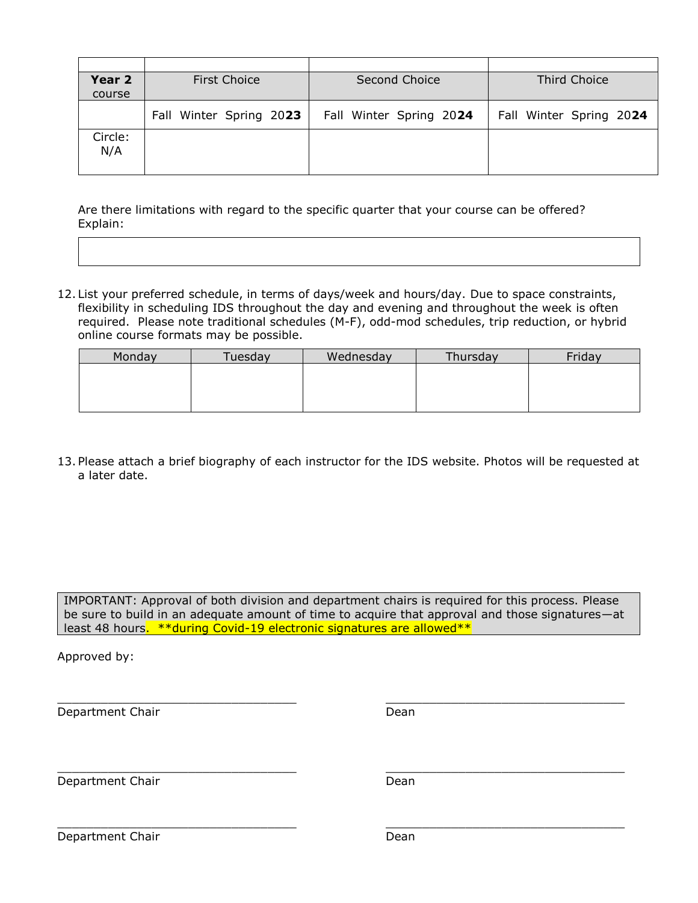| | | | |
|---|---|---|---|
| **Year 2** course | First Choice | Second Choice | Third Choice |
| | Fall Winter Spring 20**23** | Fall Winter Spring 20**24** | Fall Winter Spring 20**24** |
| Circle: N/A | | | |

Are there limitations with regard to the specific quarter that your course can be offered? Explain:

| |
|---|
| |

12. List your preferred schedule, in terms of days/week and hours/day. Due to space constraints, flexibility in scheduling IDS throughout the day and evening and throughout the week is often required. Please note traditional schedules (M-F), odd-mod schedules, trip reduction, or hybrid online course formats may be possible.

| Monday | Tuesday | Wednesday | Thursday | Friday |
|---|---|---|---|---|
| | | | | |

13. Please attach a brief biography of each instructor for the IDS website. Photos will be requested at a later date.

IMPORTANT: Approval of both division and department chairs is required for this process. Please be sure to build in an adequate amount of time to acquire that approval and those signatures—at least 48 hours. **during Covid-19 electronic signatures are allowed**

Approved by:

\_\_\_\_\_\_\_\_\_\_\_\_\_\_\_\_\_\_\_\_\_\_\_\_\_\_\_\_\_\_\_\_\_\_\_\_ \_\_\_\_\_\_\_\_\_\_\_\_\_\_\_\_\_\_\_\_\_\_\_\_\_\_\_\_\_\_\_\_\_\_\_\_
Department Chair Dean

\_\_\_\_\_\_\_\_\_\_\_\_\_\_\_\_\_\_\_\_\_\_\_\_\_\_\_\_\_\_\_\_\_\_\_\_ \_\_\_\_\_\_\_\_\_\_\_\_\_\_\_\_\_\_\_\_\_\_\_\_\_\_\_\_\_\_\_\_\_\_\_\_
Department Chair Dean

\_\_\_\_\_\_\_\_\_\_\_\_\_\_\_\_\_\_\_\_\_\_\_\_\_\_\_\_\_\_\_\_\_\_\_\_ \_\_\_\_\_\_\_\_\_\_\_\_\_\_\_\_\_\_\_\_\_\_\_\_\_\_\_\_\_\_\_\_\_\_\_\_
Department Chair Dean